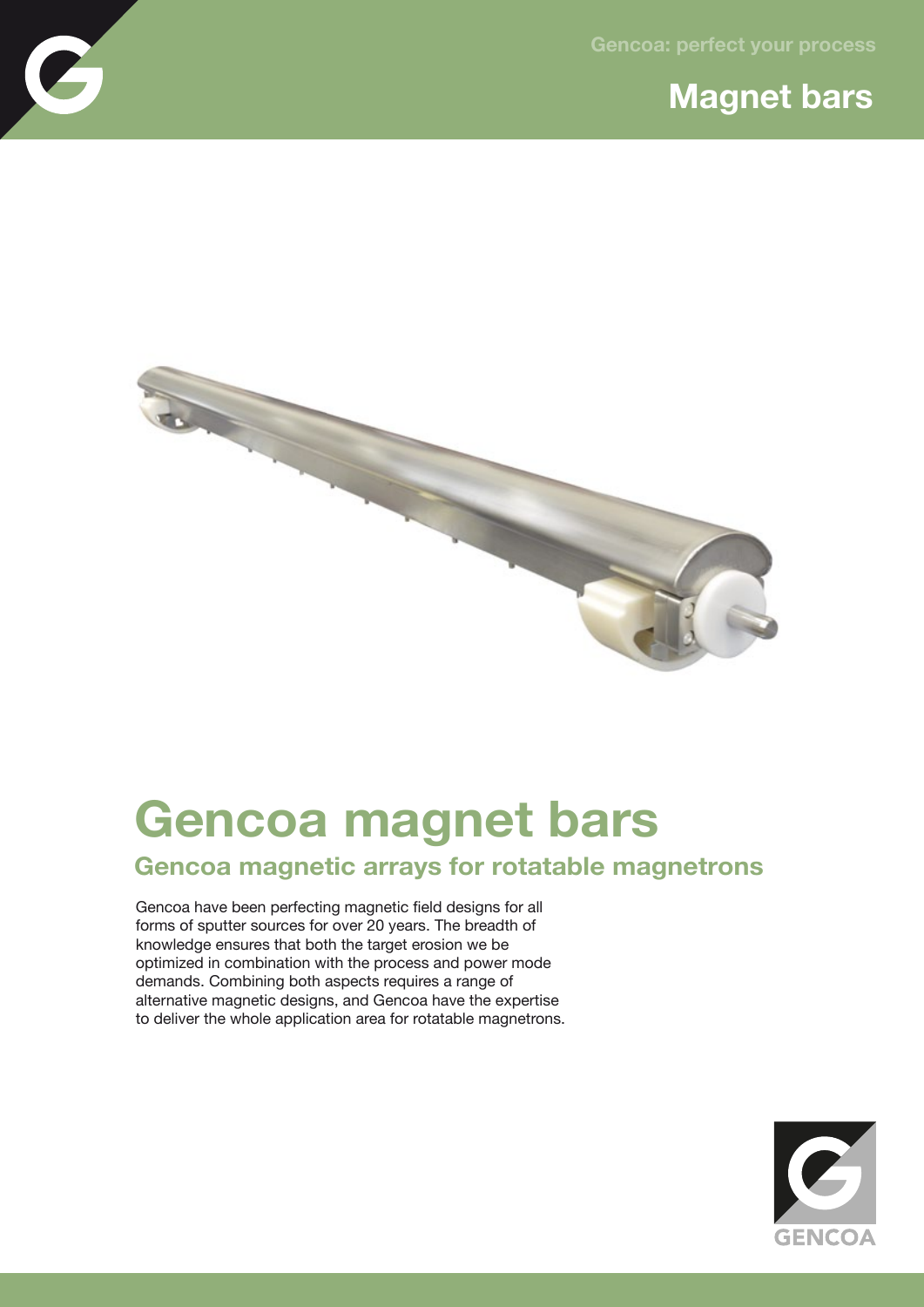# Gencoa magnet bars

## Gencoa magnetic arrays for rotatable magnetrons

Gencoa have been perfecting magnetic field designs for all forms of sputter sources for over 20 years. The breadth of knowledge ensures that both the target erosion we be optimized in combination with the process and power mode demands. Combining both aspects requires a range of alternative magnetic designs, and Gencoa have the expertise to deliver the whole application area for rotatable magnetrons.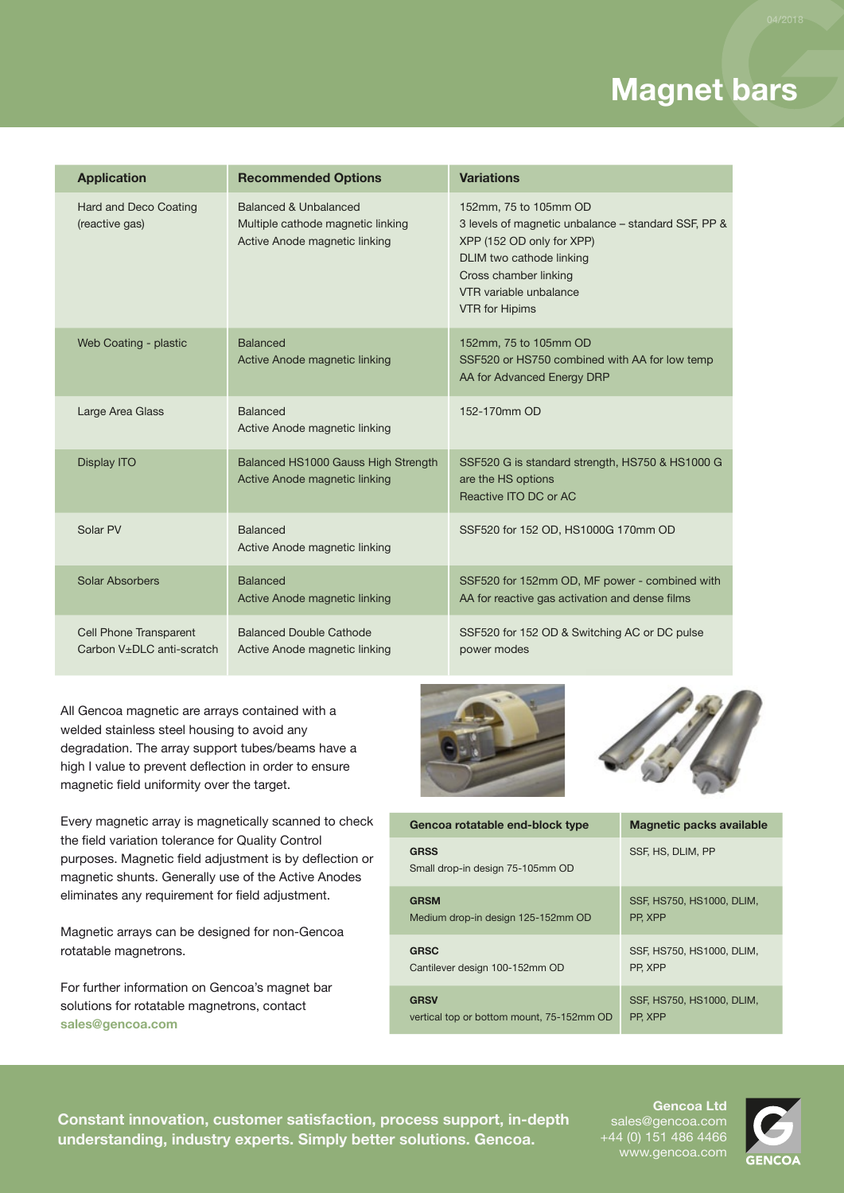# Magnet bars

| Application | Recommended Options | Variations |
|---|---|---|
| Hard and Deco Coating (reactive gas) | Balanced & Unbalanced<br>Multiple cathode magnetic linking<br>Active Anode magnetic linking | 152mm, 75 to 105mm OD<br>3 levels of magnetic unbalance – standard SSF, PP & XPP (152 OD only for XPP)<br>DLIM two cathode linking<br>Cross chamber linking<br>VTR variable unbalance<br>VTR for Hipims |
| Web Coating - plastic | Balanced<br>Active Anode magnetic linking | 152mm, 75 to 105mm OD<br>SSF520 or HS750 combined with AA for low temp<br>AA for Advanced Energy DRP |
| Large Area Glass | Balanced<br>Active Anode magnetic linking | 152-170mm OD |
| Display ITO | Balanced HS1000 Gauss High Strength<br>Active Anode magnetic linking | SSF520 G is standard strength, HS750 & HS1000 G are the HS options<br>Reactive ITO DC or AC |
| Solar PV | Balanced<br>Active Anode magnetic linking | SSF520 for 152 OD, HS1000G 170mm OD |
| Solar Absorbers | Balanced<br>Active Anode magnetic linking | SSF520 for 152mm OD, MF power - combined with AA for reactive gas activation and dense films |
| Cell Phone Transparent Carbon V±DLC anti-scratch | Balanced Double Cathode<br>Active Anode magnetic linking | SSF520 for 152 OD & Switching AC or DC pulse power modes |

All Gencoa magnetic are arrays contained with a welded stainless steel housing to avoid any degradation. The array support tubes/beams have a high I value to prevent deflection in order to ensure magnetic field uniformity over the target.

Every magnetic array is magnetically scanned to check the field variation tolerance for Quality Control purposes. Magnetic field adjustment is by deflection or magnetic shunts. Generally use of the Active Anodes eliminates any requirement for field adjustment.

Magnetic arrays can be designed for non-Gencoa rotatable magnetrons.

For further information on Gencoa's magnet bar solutions for rotatable magnetrons, contact **sales@gencoa.com**

| Gencoa rotatable end-block type | Magnetic packs available |
|---|---|
| **GRSS**<br>Small drop-in design 75-105mm OD | SSF, HS, DLIM, PP |
| **GRSM**<br>Medium drop-in design 125-152mm OD | SSF, HS750, HS1000, DLIM, PP, XPP |
| **GRSC**<br>Cantilever design 100-152mm OD | SSF, HS750, HS1000, DLIM, PP, XPP |
| **GRSV**<br>vertical top or bottom mount, 75-152mm OD | SSF, HS750, HS1000, DLIM, PP, XPP |

**Constant innovation, customer satisfaction, process support, in-depth understanding, industry experts. Simply better solutions. Gencoa.**

**Gencoa Ltd**
sales@gencoa.com
+44 (0) 151 486 4466
www.gencoa.com